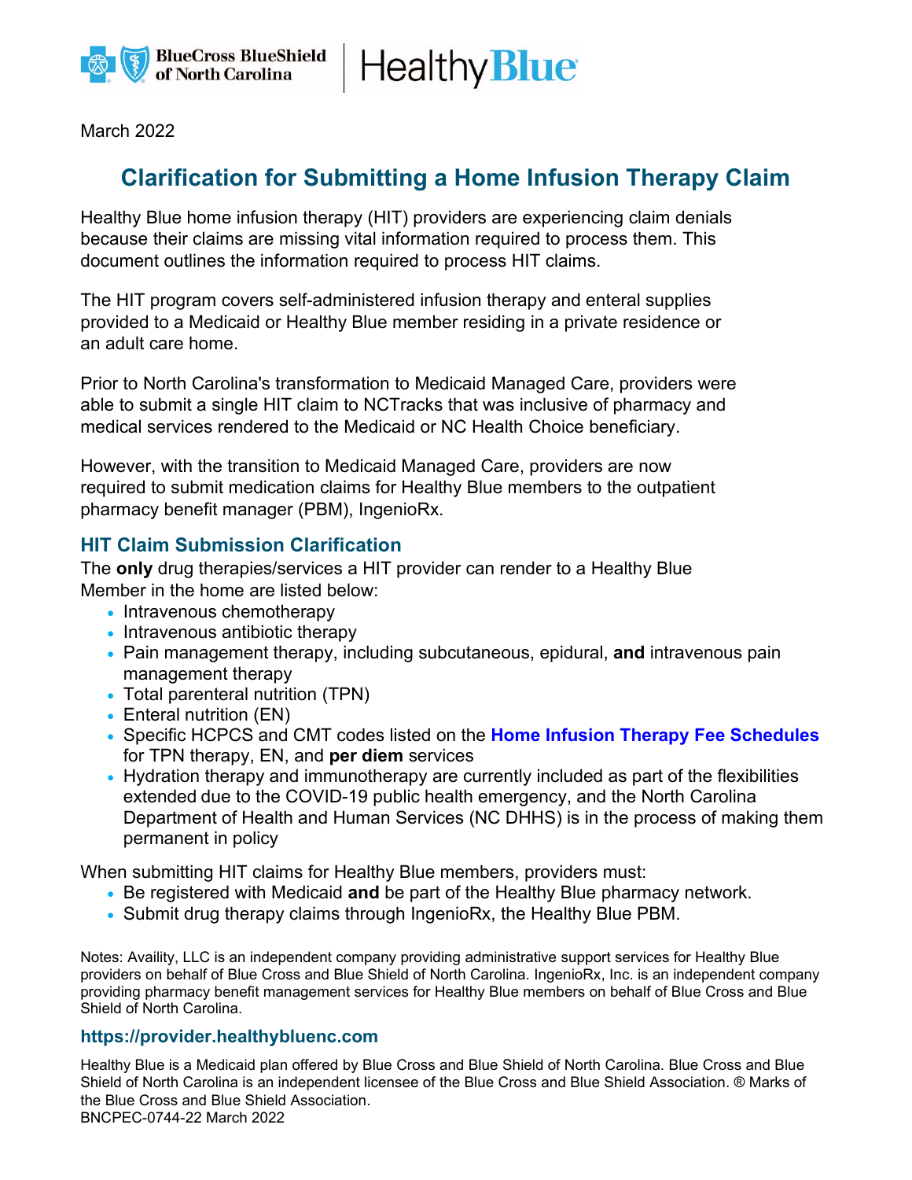March 2022

# Clarification for Submitting a Home Infusion Therapy Claim

Healthy Blue home infusion therapy (HIT) providers are experiencing claim denials because their claims are missing vital information required to process them. This document outlines the information required to process HIT claims.

The HIT program covers self-administered infusion therapy and enteral supplies provided to a Medicaid or Healthy Blue member residing in a private residence or an adult care home.

Prior to North Carolina's transformation to Medicaid Managed Care, providers were able to submit a single HIT claim to NCTracks that was inclusive of pharmacy and medical services rendered to the Medicaid or NC Health Choice beneficiary.

However, with the transition to Medicaid Managed Care, providers are now required to submit medication claims for Healthy Blue members to the outpatient pharmacy benefit manager (PBM), IngenioRx.

## HIT Claim Submission Clarification

The **only** drug therapies/services a HIT provider can render to a Healthy Blue Member in the home are listed below:

- Intravenous chemotherapy
- Intravenous antibiotic therapy
- Pain management therapy, including subcutaneous, epidural, **and** intravenous pain management therapy
- Total parenteral nutrition (TPN)
- Enteral nutrition (EN)
- Specific HCPCS and CMT codes listed on the **Home Infusion Therapy Fee Schedules** for TPN therapy, EN, and **per diem** services
- Hydration therapy and immunotherapy are currently included as part of the flexibilities extended due to the COVID-19 public health emergency, and the North Carolina Department of Health and Human Services (NC DHHS) is in the process of making them permanent in policy

When submitting HIT claims for Healthy Blue members, providers must:

- Be registered with Medicaid **and** be part of the Healthy Blue pharmacy network.
- Submit drug therapy claims through IngenioRx, the Healthy Blue PBM.

Notes: Availity, LLC is an independent company providing administrative support services for Healthy Blue providers on behalf of Blue Cross and Blue Shield of North Carolina. IngenioRx, Inc. is an independent company providing pharmacy benefit management services for Healthy Blue members on behalf of Blue Cross and Blue Shield of North Carolina.

**https://provider.healthybluenc.com**

Healthy Blue is a Medicaid plan offered by Blue Cross and Blue Shield of North Carolina. Blue Cross and Blue Shield of North Carolina is an independent licensee of the Blue Cross and Blue Shield Association. ® Marks of the Blue Cross and Blue Shield Association.
BNCPEC-0744-22 March 2022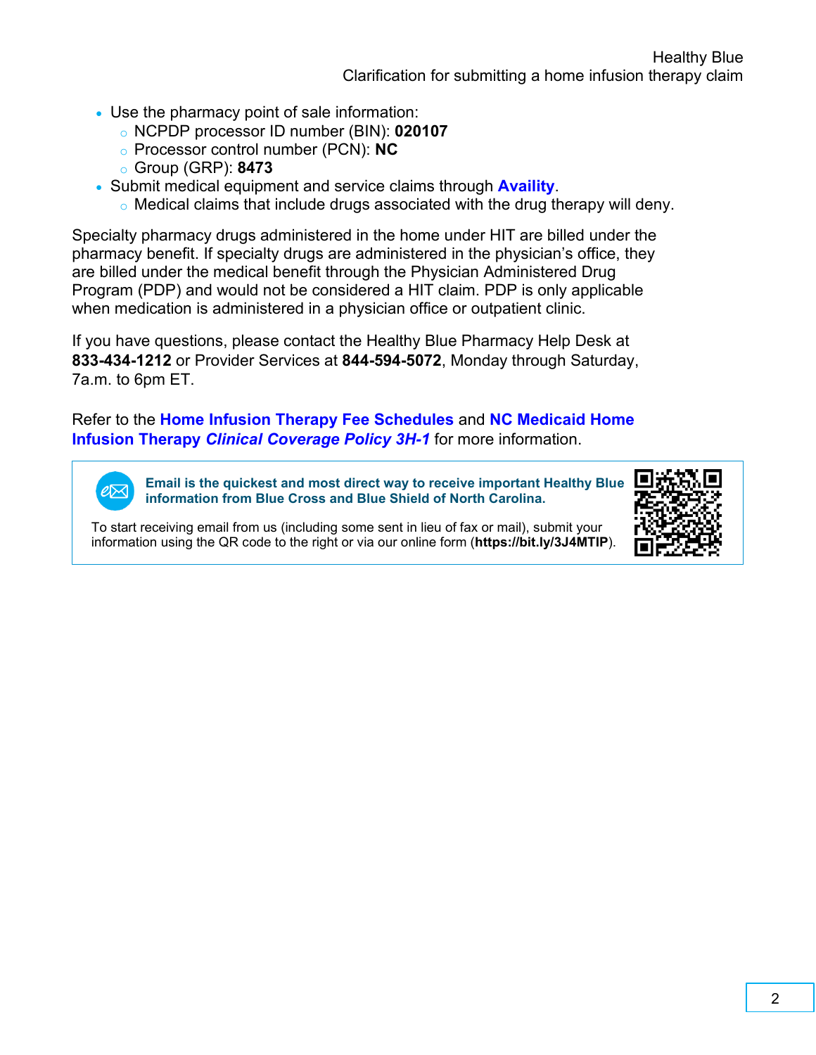- Use the pharmacy point of sale information:
  - NCPDP processor ID number (BIN): **020107**
  - Processor control number (PCN): **NC**
  - Group (GRP): **8473**
- Submit medical equipment and service claims through **Availity**.
  - Medical claims that include drugs associated with the drug therapy will deny.

Specialty pharmacy drugs administered in the home under HIT are billed under the pharmacy benefit. If specialty drugs are administered in the physician's office, they are billed under the medical benefit through the Physician Administered Drug Program (PDP) and would not be considered a HIT claim. PDP is only applicable when medication is administered in a physician office or outpatient clinic.

If you have questions, please contact the Healthy Blue Pharmacy Help Desk at **833-434-1212** or Provider Services at **844-594-5072**, Monday through Saturday, 7a.m. to 6pm ET.

Refer to the **Home Infusion Therapy Fee Schedules** and **NC Medicaid Home Infusion Therapy *Clinical Coverage Policy 3H-1*** for more information.

**Email is the quickest and most direct way to receive important Healthy Blue information from Blue Cross and Blue Shield of North Carolina.**

To start receiving email from us (including some sent in lieu of fax or mail), submit your information using the QR code to the right or via our online form (**https://bit.ly/3J4MTIP**).